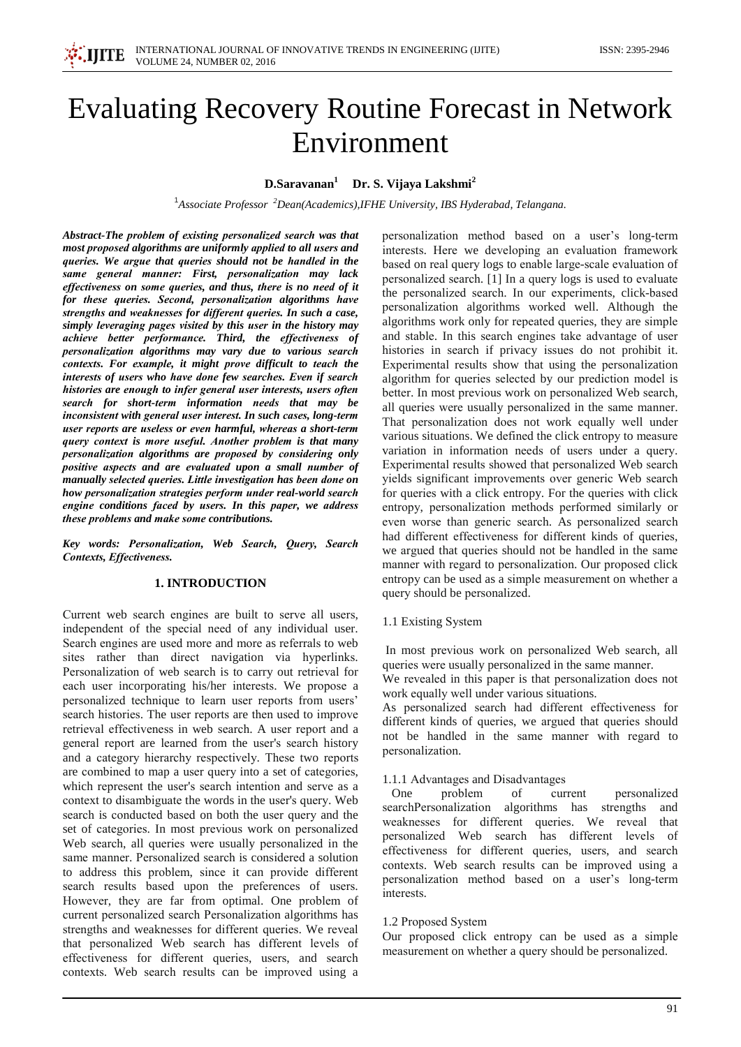# Evaluating Recovery Routine Forecast in Network Environment

**D.Saravanan[1] Dr. S. Vijaya Lakshmi[2]**

[1]*Associate Professor* [2]*Dean(Academics),IFHE University, IBS Hyderabad, Telangana.*

***Abstract-The problem of existing personalized search was that most proposed algorithms are uniformly applied to all users and queries. We argue that queries should not be handled in the same general manner: First, personalization may lack effectiveness on some queries, and thus, there is no need of it for these queries. Second, personalization algorithms have strengths and weaknesses for different queries. In such a case, simply leveraging pages visited by this user in the history may achieve better performance. Third, the effectiveness of personalization algorithms may vary due to various search contexts. For example, it might prove difficult to teach the interests of users who have done few searches. Even if search histories are enough to infer general user interests, users often search for short-term information needs that may be inconsistent with general user interest. In such cases, long-term user reports are useless or even harmful, whereas a short-term query context is more useful. Another problem is that many personalization algorithms are proposed by considering only positive aspects and are evaluated upon a small number of manually selected queries. Little investigation has been done on how personalization strategies perform under real-world search engine conditions faced by users. In this paper, we address these problems and make some contributions.***

***Key words: Personalization, Web Search, Query, Search Contexts, Effectiveness.***

## 1. INTRODUCTION

Current web search engines are built to serve all users, independent of the special need of any individual user. Search engines are used more and more as referrals to web sites rather than direct navigation via hyperlinks. Personalization of web search is to carry out retrieval for each user incorporating his/her interests. We propose a personalized technique to learn user reports from users' search histories. The user reports are then used to improve retrieval effectiveness in web search. A user report and a general report are learned from the user's search history and a category hierarchy respectively. These two reports are combined to map a user query into a set of categories, which represent the user's search intention and serve as a context to disambiguate the words in the user's query. Web search is conducted based on both the user query and the set of categories. In most previous work on personalized Web search, all queries were usually personalized in the same manner. Personalized search is considered a solution to address this problem, since it can provide different search results based upon the preferences of users. However, they are far from optimal. One problem of current personalized search Personalization algorithms has strengths and weaknesses for different queries. We reveal that personalized Web search has different levels of effectiveness for different queries, users, and search contexts. Web search results can be improved using a personalization method based on a user's long-term interests. Here we developing an evaluation framework based on real query logs to enable large-scale evaluation of personalized search. [1] In a query logs is used to evaluate the personalized search. In our experiments, click-based personalization algorithms worked well. Although the algorithms work only for repeated queries, they are simple and stable. In this search engines take advantage of user histories in search if privacy issues do not prohibit it. Experimental results show that using the personalization algorithm for queries selected by our prediction model is better. In most previous work on personalized Web search, all queries were usually personalized in the same manner. That personalization does not work equally well under various situations. We defined the click entropy to measure variation in information needs of users under a query. Experimental results showed that personalized Web search yields significant improvements over generic Web search for queries with a click entropy. For the queries with click entropy, personalization methods performed similarly or even worse than generic search. As personalized search had different effectiveness for different kinds of queries, we argued that queries should not be handled in the same manner with regard to personalization. Our proposed click entropy can be used as a simple measurement on whether a query should be personalized.

### 1.1 Existing System

In most previous work on personalized Web search, all queries were usually personalized in the same manner.

We revealed in this paper is that personalization does not work equally well under various situations.

As personalized search had different effectiveness for different kinds of queries, we argued that queries should not be handled in the same manner with regard to personalization.

#### 1.1.1 Advantages and Disadvantages

One problem of current personalized searchPersonalization algorithms has strengths and weaknesses for different queries. We reveal that personalized Web search has different levels of effectiveness for different queries, users, and search contexts. Web search results can be improved using a personalization method based on a user's long-term interests.

### 1.2 Proposed System

Our proposed click entropy can be used as a simple measurement on whether a query should be personalized.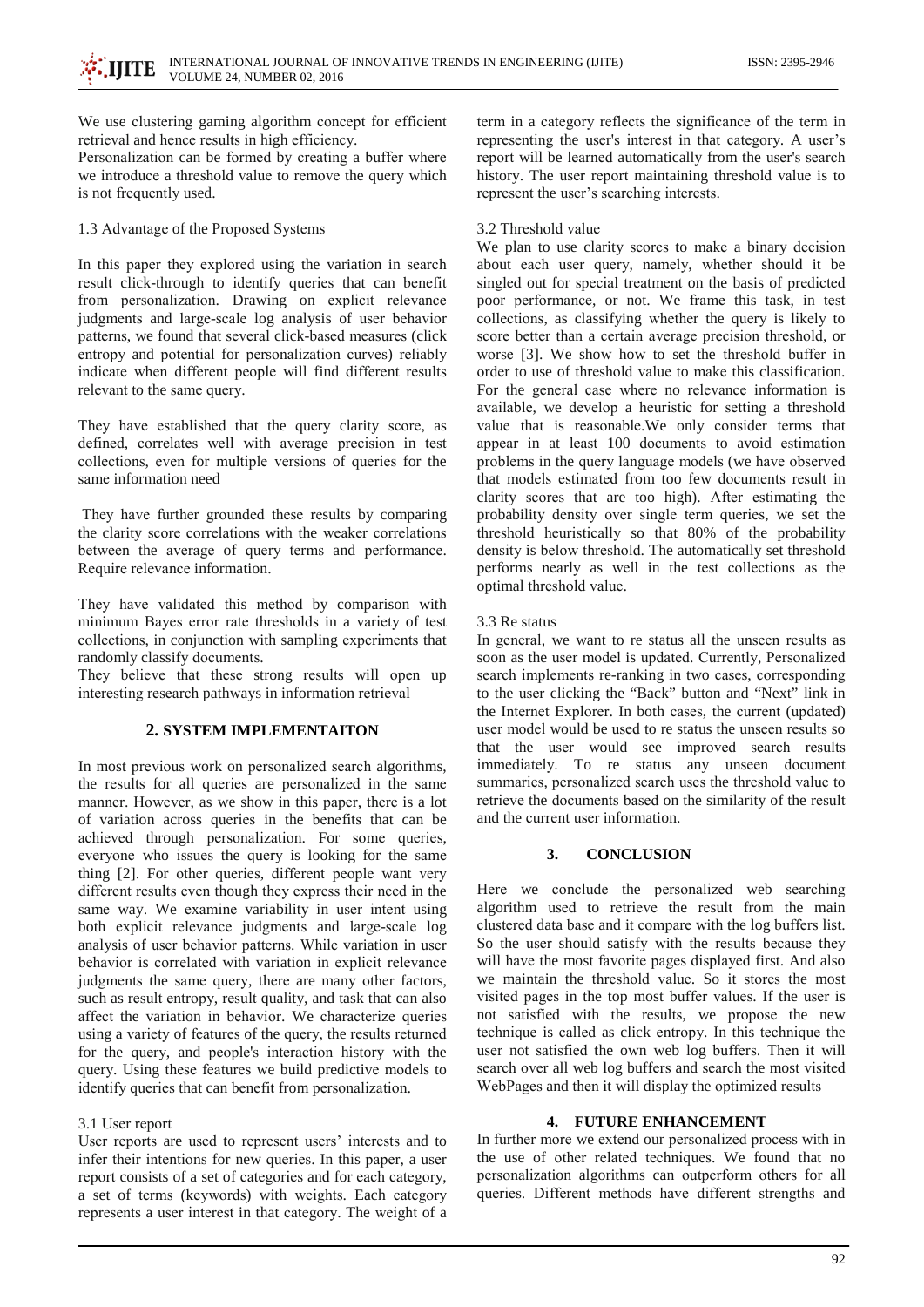We use clustering gaming algorithm concept for efficient retrieval and hence results in high efficiency.

Personalization can be formed by creating a buffer where we introduce a threshold value to remove the query which is not frequently used.

1.3 Advantage of the Proposed Systems

In this paper they explored using the variation in search result click-through to identify queries that can benefit from personalization. Drawing on explicit relevance judgments and large-scale log analysis of user behavior patterns, we found that several click-based measures (click entropy and potential for personalization curves) reliably indicate when different people will find different results relevant to the same query.

They have established that the query clarity score, as defined, correlates well with average precision in test collections, even for multiple versions of queries for the same information need

They have further grounded these results by comparing the clarity score correlations with the weaker correlations between the average of query terms and performance. Require relevance information.

They have validated this method by comparison with minimum Bayes error rate thresholds in a variety of test collections, in conjunction with sampling experiments that randomly classify documents.

They believe that these strong results will open up interesting research pathways in information retrieval

## 2. SYSTEM IMPLEMENTAITON

In most previous work on personalized search algorithms, the results for all queries are personalized in the same manner. However, as we show in this paper, there is a lot of variation across queries in the benefits that can be achieved through personalization. For some queries, everyone who issues the query is looking for the same thing [2]. For other queries, different people want very different results even though they express their need in the same way. We examine variability in user intent using both explicit relevance judgments and large-scale log analysis of user behavior patterns. While variation in user behavior is correlated with variation in explicit relevance judgments the same query, there are many other factors, such as result entropy, result quality, and task that can also affect the variation in behavior. We characterize queries using a variety of features of the query, the results returned for the query, and people's interaction history with the query. Using these features we build predictive models to identify queries that can benefit from personalization.

3.1 User report

User reports are used to represent users' interests and to infer their intentions for new queries. In this paper, a user report consists of a set of categories and for each category, a set of terms (keywords) with weights. Each category represents a user interest in that category. The weight of a term in a category reflects the significance of the term in representing the user's interest in that category. A user's report will be learned automatically from the user's search history. The user report maintaining threshold value is to represent the user's searching interests.

3.2 Threshold value

We plan to use clarity scores to make a binary decision about each user query, namely, whether should it be singled out for special treatment on the basis of predicted poor performance, or not. We frame this task, in test collections, as classifying whether the query is likely to score better than a certain average precision threshold, or worse [3]. We show how to set the threshold buffer in order to use of threshold value to make this classification. For the general case where no relevance information is available, we develop a heuristic for setting a threshold value that is reasonable.We only consider terms that appear in at least 100 documents to avoid estimation problems in the query language models (we have observed that models estimated from too few documents result in clarity scores that are too high). After estimating the probability density over single term queries, we set the threshold heuristically so that 80% of the probability density is below threshold. The automatically set threshold performs nearly as well in the test collections as the optimal threshold value.

3.3 Re status

In general, we want to re status all the unseen results as soon as the user model is updated. Currently, Personalized search implements re-ranking in two cases, corresponding to the user clicking the "Back" button and "Next" link in the Internet Explorer. In both cases, the current (updated) user model would be used to re status the unseen results so that the user would see improved search results immediately. To re status any unseen document summaries, personalized search uses the threshold value to retrieve the documents based on the similarity of the result and the current user information.

## 3. CONCLUSION

Here we conclude the personalized web searching algorithm used to retrieve the result from the main clustered data base and it compare with the log buffers list. So the user should satisfy with the results because they will have the most favorite pages displayed first. And also we maintain the threshold value. So it stores the most visited pages in the top most buffer values. If the user is not satisfied with the results, we propose the new technique is called as click entropy. In this technique the user not satisfied the own web log buffers. Then it will search over all web log buffers and search the most visited WebPages and then it will display the optimized results

## 4. FUTURE ENHANCEMENT

In further more we extend our personalized process with in the use of other related techniques. We found that no personalization algorithms can outperform others for all queries. Different methods have different strengths and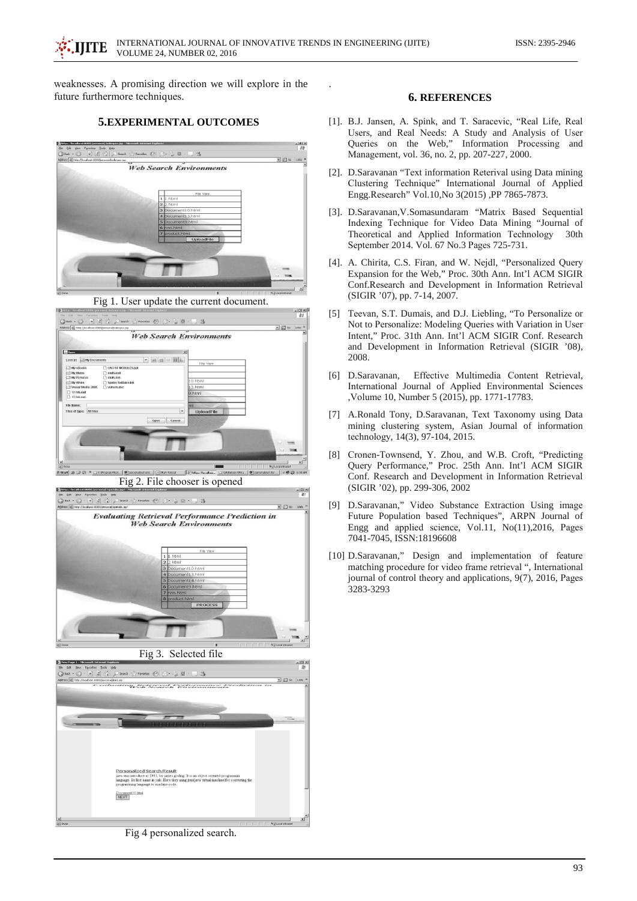weaknesses. A promising direction we will explore in the future furthermore techniques.

## 5.EXPERIMENTAL OUTCOMES

Fig 1. User update the current document.

Fig 2. File chooser is opened

Fig 3. Selected file

Fig 4 personalized search.

## 6. REFERENCES

[1]. B.J. Jansen, A. Spink, and T. Saracevic, "Real Life, Real Users, and Real Needs: A Study and Analysis of User Queries on the Web," Information Processing and Management, vol. 36, no. 2, pp. 207-227, 2000.

[2]. D.Saravanan "Text information Reterival using Data mining Clustering Technique" International Journal of Applied Engg.Research" Vol.10,No 3(2015) ,PP 7865-7873.

[3]. D.Saravanan,V.Somasundaram "Matrix Based Sequential Indexing Technique for Video Data Mining "Journal of Theoretical and Applied Information Technology 30th September 2014. Vol. 67 No.3 Pages 725-731.

[4]. A. Chirita, C.S. Firan, and W. Nejdl, "Personalized Query Expansion for the Web," Proc. 30th Ann. Int'l ACM SIGIR Conf.Research and Development in Information Retrieval (SIGIR '07), pp. 7-14, 2007.

[5] Teevan, S.T. Dumais, and D.J. Liebling, "To Personalize or Not to Personalize: Modeling Queries with Variation in User Intent," Proc. 31th Ann. Int'l ACM SIGIR Conf. Research and Development in Information Retrieval (SIGIR '08), 2008.

[6] D.Saravanan, Effective Multimedia Content Retrieval, International Journal of Applied Environmental Sciences ,Volume 10, Number 5 (2015), pp. 1771-17783.

[7] A.Ronald Tony, D.Saravanan, Text Taxonomy using Data mining clustering system, Asian Journal of information technology, 14(3), 97-104, 2015.

[8] Cronen-Townsend, Y. Zhou, and W.B. Croft, "Predicting Query Performance," Proc. 25th Ann. Int'l ACM SIGIR Conf. Research and Development in Information Retrieval (SIGIR '02), pp. 299-306, 2002

[9] D.Saravanan," Video Substance Extraction Using image Future Population based Techniques", ARPN Journal of Engg and applied science, Vol.11, No(11),2016, Pages 7041-7045, ISSN:18196608

[10] D.Saravanan," Design and implementation of feature matching procedure for video frame retrieval ", International journal of control theory and applications, 9(7), 2016, Pages 3283-3293